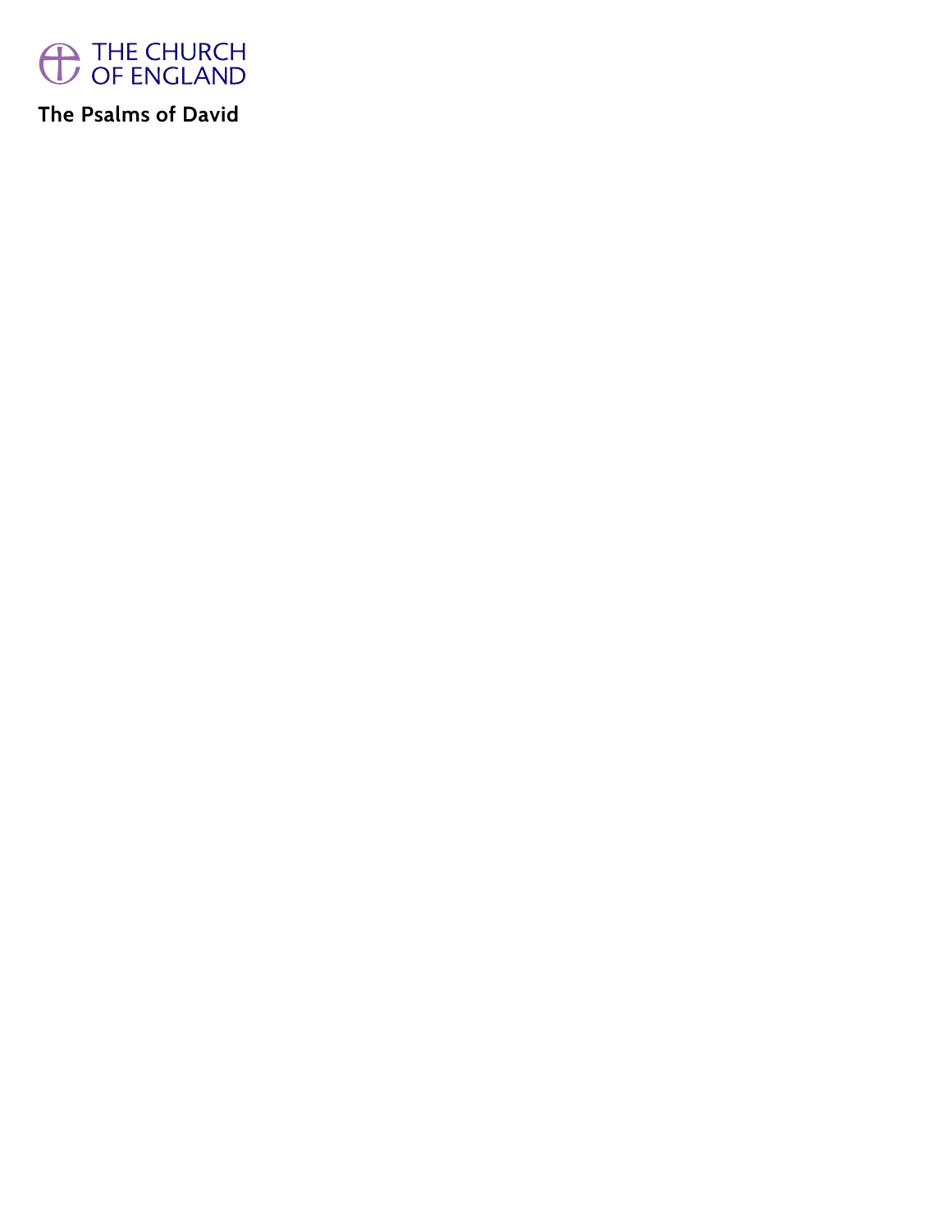THE CHURCH OF ENGLAND

# The Psalms of David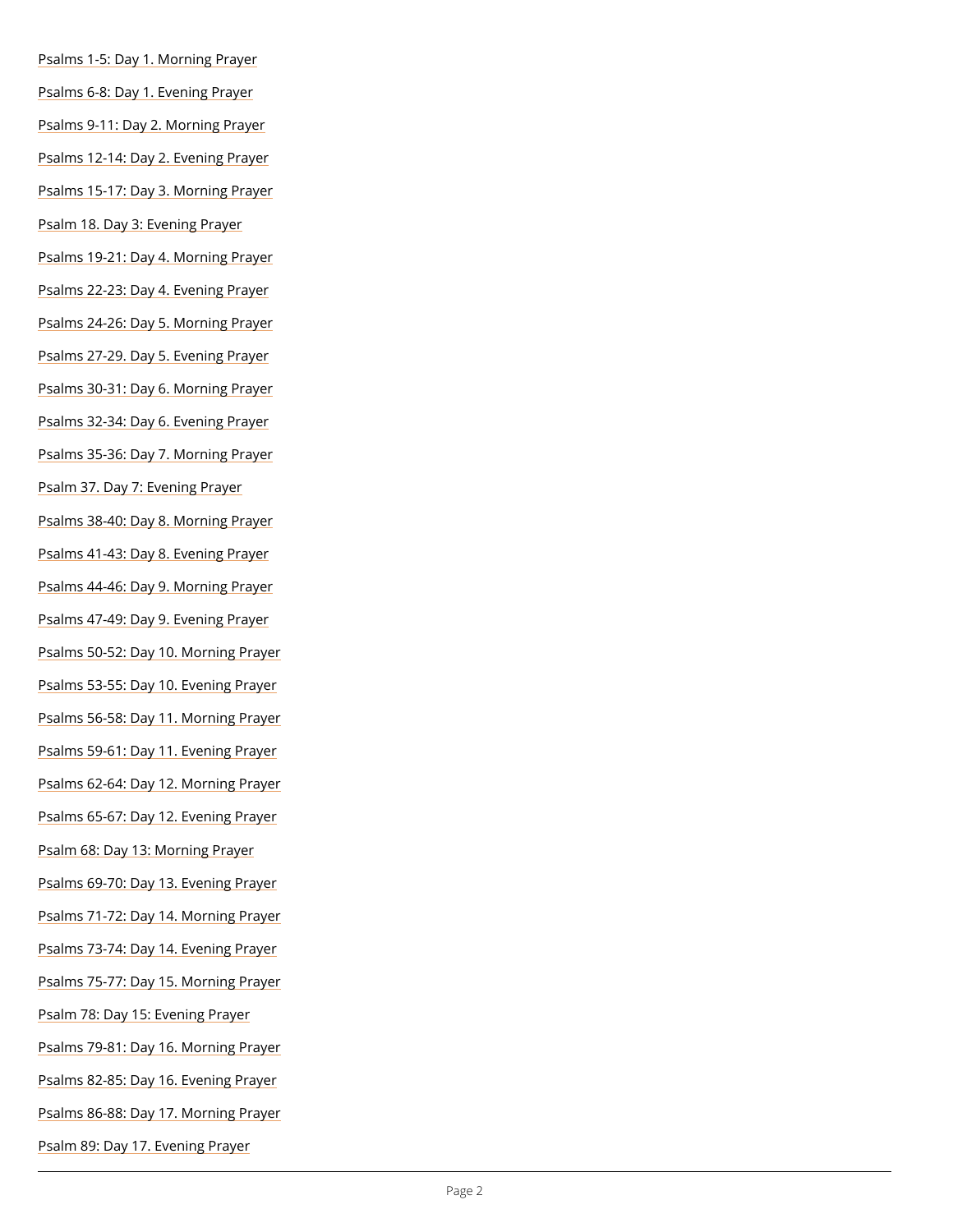Psalms 1-5: Day 1. Morning Prayer

Psalms 6-8: Day 1. Evening Prayer

Psalms 9-11: Day 2. Morning Prayer

Psalms 12-14: Day 2. Evening Prayer

Psalms 15-17: Day 3. Morning Prayer

Psalm 18. Day 3: Evening Prayer

Psalms 19-21: Day 4. Morning Prayer

Psalms 22-23: Day 4. Evening Prayer

Psalms 24-26: Day 5. Morning Prayer

Psalms 27-29. Day 5. Evening Prayer

Psalms 30-31: Day 6. Morning Prayer

Psalms 32-34: Day 6. Evening Prayer

Psalms 35-36: Day 7. Morning Prayer

Psalm 37. Day 7: Evening Prayer

Psalms 38-40: Day 8. Morning Prayer

Psalms 41-43: Day 8. Evening Prayer

Psalms 44-46: Day 9. Morning Prayer

Psalms 47-49: Day 9. Evening Prayer

Psalms 50-52: Day 10. Morning Prayer

Psalms 53-55: Day 10. Evening Prayer

Psalms 56-58: Day 11. Morning Prayer

Psalms 59-61: Day 11. Evening Prayer

Psalms 62-64: Day 12. Morning Prayer

Psalms 65-67: Day 12. Evening Prayer

Psalm 68: Day 13: Morning Prayer

Psalms 69-70: Day 13. Evening Prayer

Psalms 71-72: Day 14. Morning Prayer

Psalms 73-74: Day 14. Evening Prayer

Psalms 75-77: Day 15. Morning Prayer

Psalm 78: Day 15: Evening Prayer

Psalms 79-81: Day 16. Morning Prayer

Psalms 82-85: Day 16. Evening Prayer

Psalms 86-88: Day 17. Morning Prayer

Psalm 89: Day 17. Evening Prayer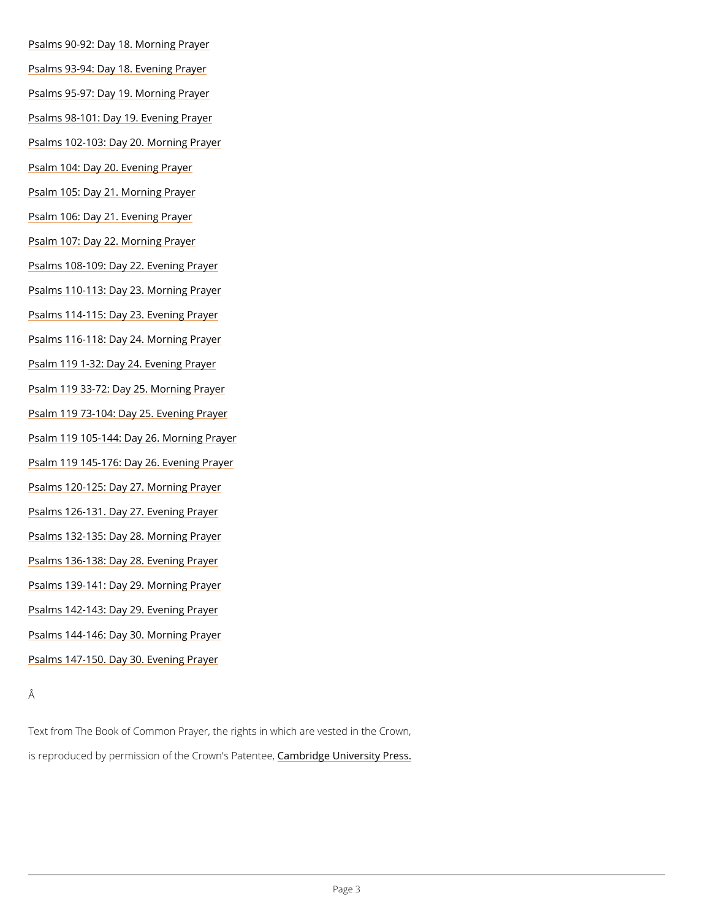Psalms 90-92: Day 18. Morning Prayer

Psalms 93-94: Day 18. Evening Prayer

Psalms 95-97: Day 19. Morning Prayer

Psalms 98-101: Day 19. Evening Prayer

Psalms 102-103: Day 20. Morning Prayer

Psalm 104: Day 20. Evening Prayer

Psalm 105: Day 21. Morning Prayer

Psalm 106: Day 21. Evening Prayer

Psalm 107: Day 22. Morning Prayer

Psalms 108-109: Day 22. Evening Prayer

Psalms 110-113: Day 23. Morning Prayer

Psalms 114-115: Day 23. Evening Prayer

Psalms 116-118: Day 24. Morning Prayer

Psalm 119 1-32: Day 24. Evening Prayer

Psalm 119 33-72: Day 25. Morning Prayer

Psalm 119 73-104: Day 25. Evening Prayer

Psalm 119 105-144: Day 26. Morning Prayer

Psalm 119 145-176: Day 26. Evening Prayer

Psalms 120-125: Day 27. Morning Prayer

Psalms 126-131. Day 27. Evening Prayer

Psalms 132-135: Day 28. Morning Prayer

Psalms 136-138: Day 28. Evening Prayer

Psalms 139-141: Day 29. Morning Prayer

Psalms 142-143: Day 29. Evening Prayer

Psalms 144-146: Day 30. Morning Prayer

Psalms 147-150. Day 30. Evening Prayer

Â

Text from The Book of Common Prayer, the rights in which are vested in the Crown, is reproduced by permission of the Crown's Patentee, Cambridge University Press.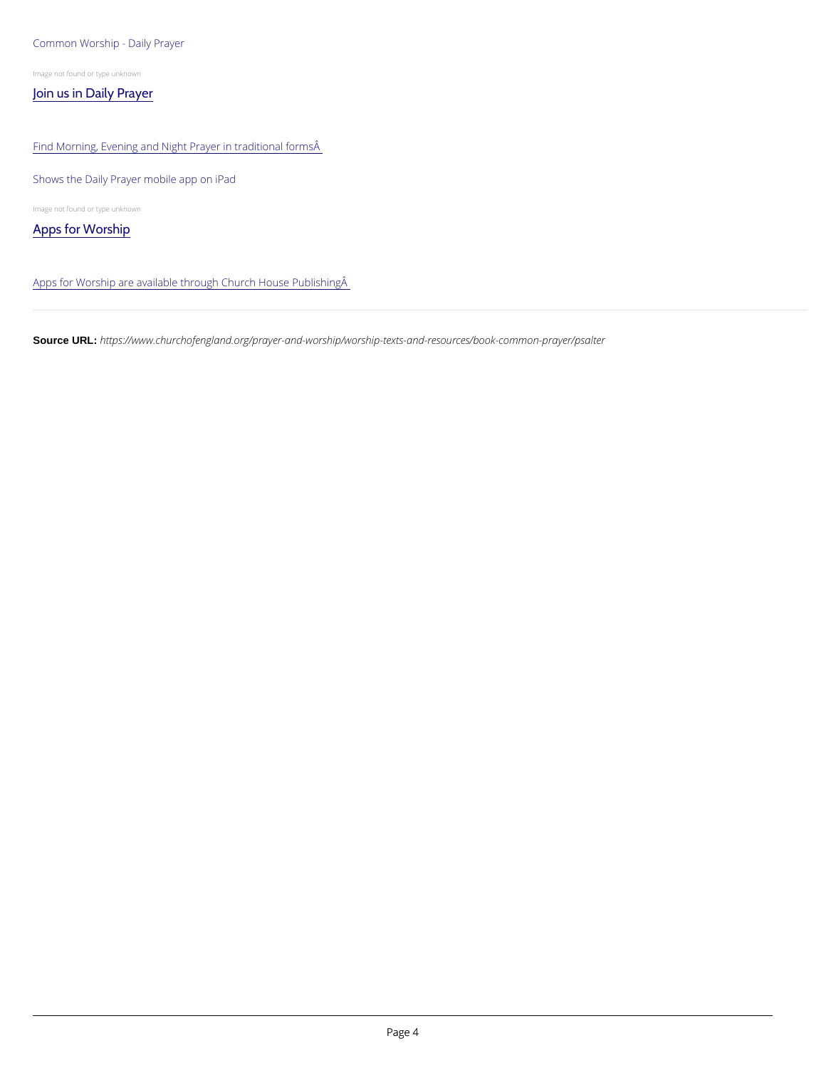Common Worship - Daily Prayer

Image not found or type unknown

[Join us in Daily Prayer]

[Find Morning, Evening and Night Prayer in traditional formsÂ ]

Shows the Daily Prayer mobile app on iPad

Image not found or type unknown

[Apps for Worship]

[Apps for Worship are available through Church House PublishingÂ ]

---

**Source URL:** *https://www.churchofengland.org/prayer-and-worship/worship-texts-and-resources/book-common-prayer/psalter*